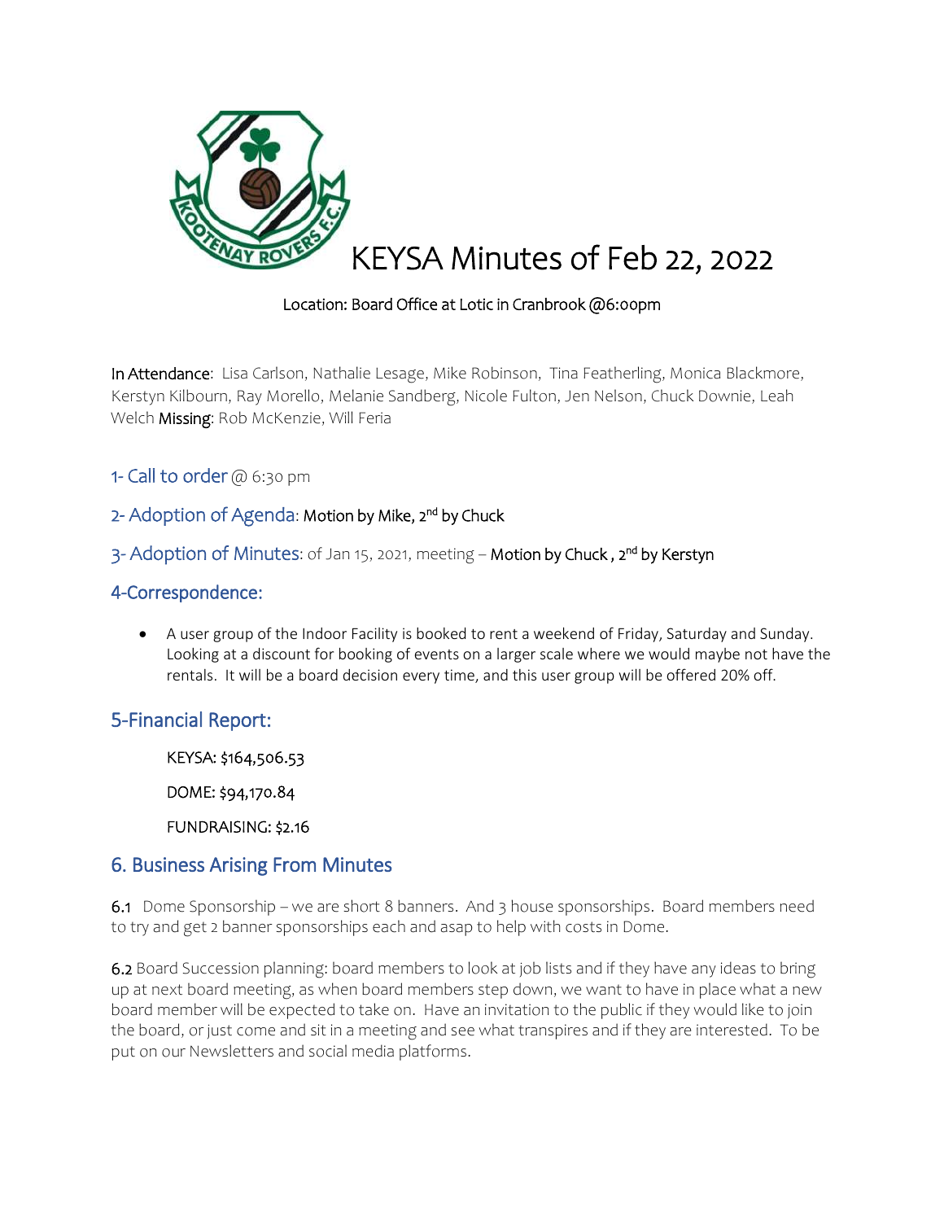# KEYSA Minutes of Feb 22, 2022

Location: Board Office at Lotic in Cranbrook @6:00pm

**In Attendance**: Lisa Carlson, Nathalie Lesage, Mike Robinson, Tina Featherling, Monica Blackmore, Kerstyn Kilbourn, Ray Morello, Melanie Sandberg, Nicole Fulton, Jen Nelson, Chuck Downie, Leah Welch **Missing**: Rob McKenzie, Will Feria

### 1- Call to order @ 6:30 pm

### 2- Adoption of Agenda: Motion by Mike, 2nd by Chuck

### 3- Adoption of Minutes: of Jan 15, 2021, meeting – Motion by Chuck , 2nd by Kerstyn

### 4-Correspondence:

- A user group of the Indoor Facility is booked to rent a weekend of Friday, Saturday and Sunday. Looking at a discount for booking of events on a larger scale where we would maybe not have the rentals. It will be a board decision every time, and this user group will be offered 20% off.

## 5-Financial Report:

KEYSA: $164,506.53

DOME: $94,170.84

FUNDRAISING: $2.16

## 6. Business Arising From Minutes

**6.1** Dome Sponsorship – we are short 8 banners. And 3 house sponsorships. Board members need to try and get 2 banner sponsorships each and asap to help with costs in Dome.

**6.2** Board Succession planning: board members to look at job lists and if they have any ideas to bring up at next board meeting, as when board members step down, we want to have in place what a new board member will be expected to take on. Have an invitation to the public if they would like to join the board, or just come and sit in a meeting and see what transpires and if they are interested. To be put on our Newsletters and social media platforms.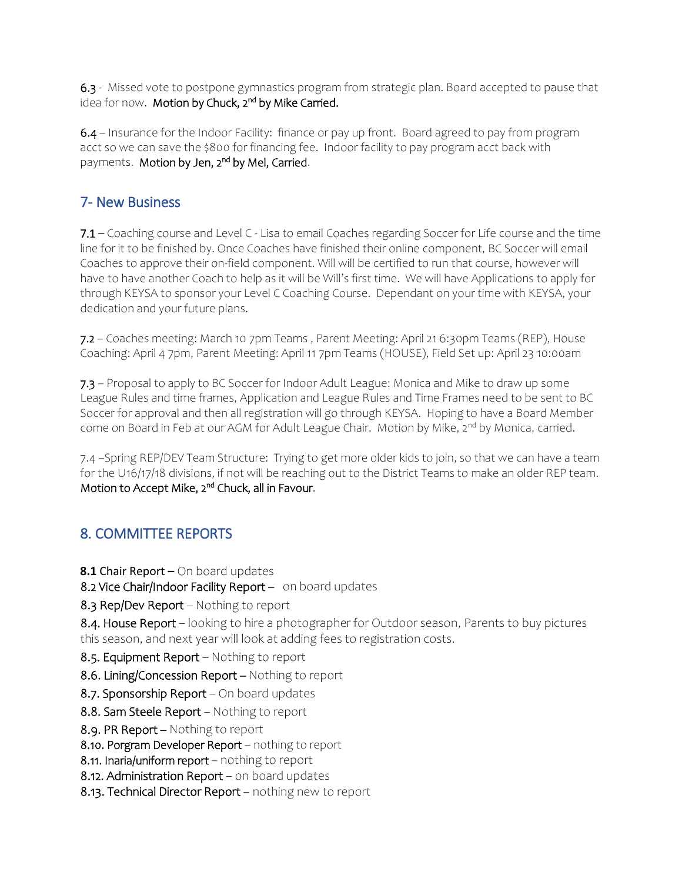**6.3** - Missed vote to postpone gymnastics program from strategic plan. Board accepted to pause that idea for now. **Motion by Chuck, 2nd by Mike Carried.**

**6.4** – Insurance for the Indoor Facility: finance or pay up front. Board agreed to pay from program acct so we can save the $800 for financing fee. Indoor facility to pay program acct back with payments. **Motion by Jen, 2nd by Mel, Carried.**

## 7- New Business

**7.1** – Coaching course and Level C - Lisa to email Coaches regarding Soccer for Life course and the time line for it to be finished by. Once Coaches have finished their online component, BC Soccer will email Coaches to approve their on-field component. Will will be certified to run that course, however will have to have another Coach to help as it will be Will's first time. We will have Applications to apply for through KEYSA to sponsor your Level C Coaching Course. Dependant on your time with KEYSA, your dedication and your future plans.

**7.2** – Coaches meeting: March 10 7pm Teams , Parent Meeting: April 21 6:30pm Teams (REP), House Coaching: April 4 7pm, Parent Meeting: April 11 7pm Teams (HOUSE), Field Set up: April 23 10:00am

**7.3** – Proposal to apply to BC Soccer for Indoor Adult League: Monica and Mike to draw up some League Rules and time frames, Application and League Rules and Time Frames need to be sent to BC Soccer for approval and then all registration will go through KEYSA. Hoping to have a Board Member come on Board in Feb at our AGM for Adult League Chair. Motion by Mike, 2nd by Monica, carried.

7.4 –Spring REP/DEV Team Structure: Trying to get more older kids to join, so that we can have a team for the U16/17/18 divisions, if not will be reaching out to the District Teams to make an older REP team. **Motion to Accept Mike, 2nd Chuck, all in Favour.**

## 8. COMMITTEE REPORTS

**8.1 Chair Report –** On board updates
**8.2 Vice Chair/Indoor Facility Report –** on board updates
**8.3 Rep/Dev Report** – Nothing to report
**8.4. House Report** – looking to hire a photographer for Outdoor season, Parents to buy pictures this season, and next year will look at adding fees to registration costs.
**8.5. Equipment Report** – Nothing to report
**8.6. Lining/Concession Report –** Nothing to report
**8.7. Sponsorship Report** – On board updates
**8.8. Sam Steele Report** – Nothing to report
**8.9. PR Report** – Nothing to report
**8.10. Porgram Developer Report** – nothing to report
**8.11. Inaria/uniform report** – nothing to report
**8.12. Administration Report** – on board updates
**8.13. Technical Director Report** – nothing new to report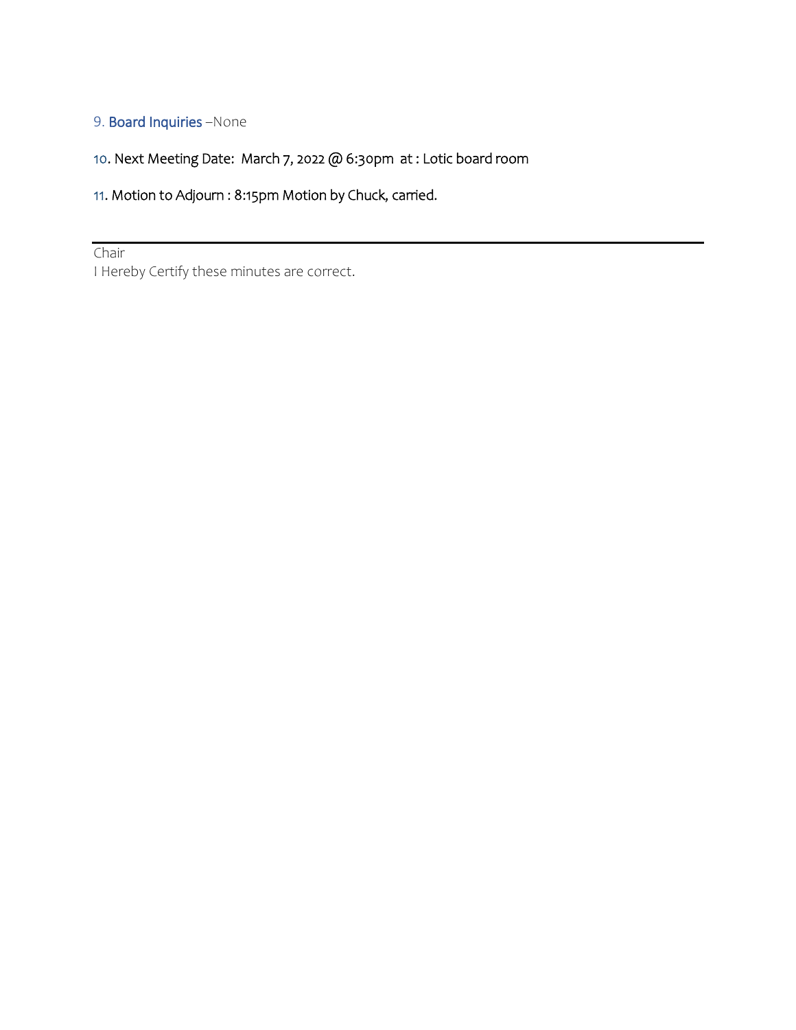9. **Board Inquiries** –None

10. Next Meeting Date:  March 7, 2022 @ 6:30pm  at : Lotic board room

11. Motion to Adjourn : 8:15pm Motion by Chuck, carried.

---

Chair
I Hereby Certify these minutes are correct.